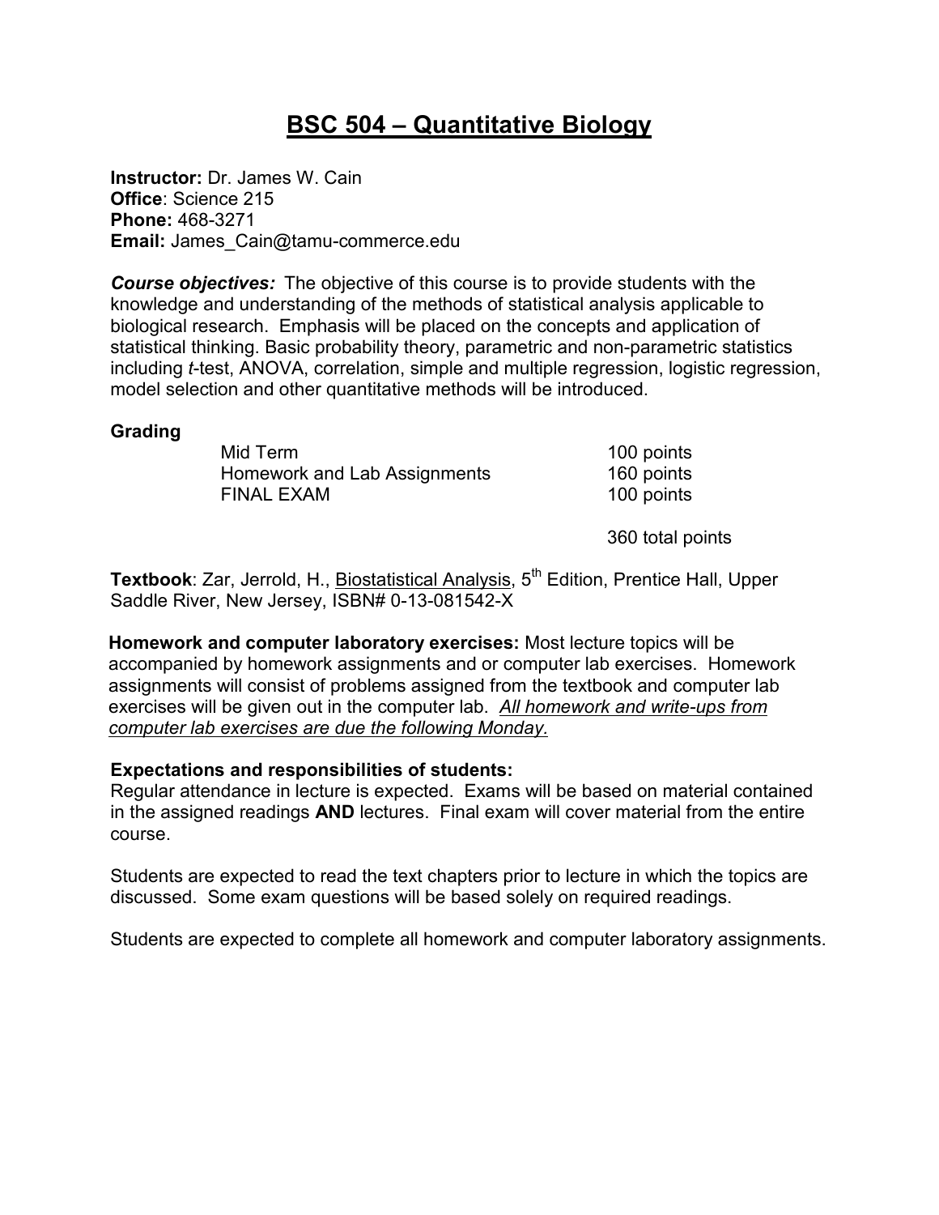# BSC 504 – Quantitative Biology

**Instructor:** Dr. James W. Cain
**Office**: Science 215
**Phone:** 468-3271
**Email:** James_Cain@tamu-commerce.edu

***Course objectives:*** The objective of this course is to provide students with the knowledge and understanding of the methods of statistical analysis applicable to biological research. Emphasis will be placed on the concepts and application of statistical thinking. Basic probability theory, parametric and non-parametric statistics including *t*-test, ANOVA, correlation, simple and multiple regression, logistic regression, model selection and other quantitative methods will be introduced.

**Grading**

| | |
|---|---|
| Mid Term | 100 points |
| Homework and Lab Assignments | 160 points |
| FINAL EXAM | 100 points |
| | 360 total points |

**Textbook**: Zar, Jerrold, H., Biostatistical Analysis, 5th Edition, Prentice Hall, Upper Saddle River, New Jersey, ISBN# 0-13-081542-X

**Homework and computer laboratory exercises:** Most lecture topics will be accompanied by homework assignments and or computer lab exercises. Homework assignments will consist of problems assigned from the textbook and computer lab exercises will be given out in the computer lab. *All homework and write-ups from computer lab exercises are due the following Monday.*

**Expectations and responsibilities of students:**
Regular attendance in lecture is expected. Exams will be based on material contained in the assigned readings **AND** lectures. Final exam will cover material from the entire course.

Students are expected to read the text chapters prior to lecture in which the topics are discussed. Some exam questions will be based solely on required readings.

Students are expected to complete all homework and computer laboratory assignments.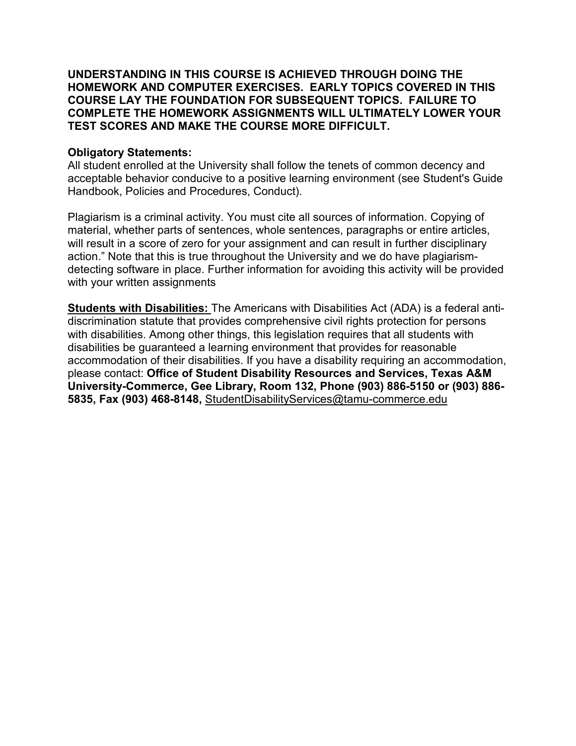**UNDERSTANDING IN THIS COURSE IS ACHIEVED THROUGH DOING THE HOMEWORK AND COMPUTER EXERCISES. EARLY TOPICS COVERED IN THIS COURSE LAY THE FOUNDATION FOR SUBSEQUENT TOPICS. FAILURE TO COMPLETE THE HOMEWORK ASSIGNMENTS WILL ULTIMATELY LOWER YOUR TEST SCORES AND MAKE THE COURSE MORE DIFFICULT.**

**Obligatory Statements:**
All student enrolled at the University shall follow the tenets of common decency and acceptable behavior conducive to a positive learning environment (see Student's Guide Handbook, Policies and Procedures, Conduct).

Plagiarism is a criminal activity. You must cite all sources of information. Copying of material, whether parts of sentences, whole sentences, paragraphs or entire articles, will result in a score of zero for your assignment and can result in further disciplinary action." Note that this is true throughout the University and we do have plagiarism-detecting software in place. Further information for avoiding this activity will be provided with your written assignments

**Students with Disabilities:** The Americans with Disabilities Act (ADA) is a federal anti-discrimination statute that provides comprehensive civil rights protection for persons with disabilities. Among other things, this legislation requires that all students with disabilities be guaranteed a learning environment that provides for reasonable accommodation of their disabilities. If you have a disability requiring an accommodation, please contact: **Office of Student Disability Resources and Services, Texas A&M University-Commerce, Gee Library, Room 132, Phone (903) 886-5150 or (903) 886-5835, Fax (903) 468-8148,** StudentDisabilityServices@tamu-commerce.edu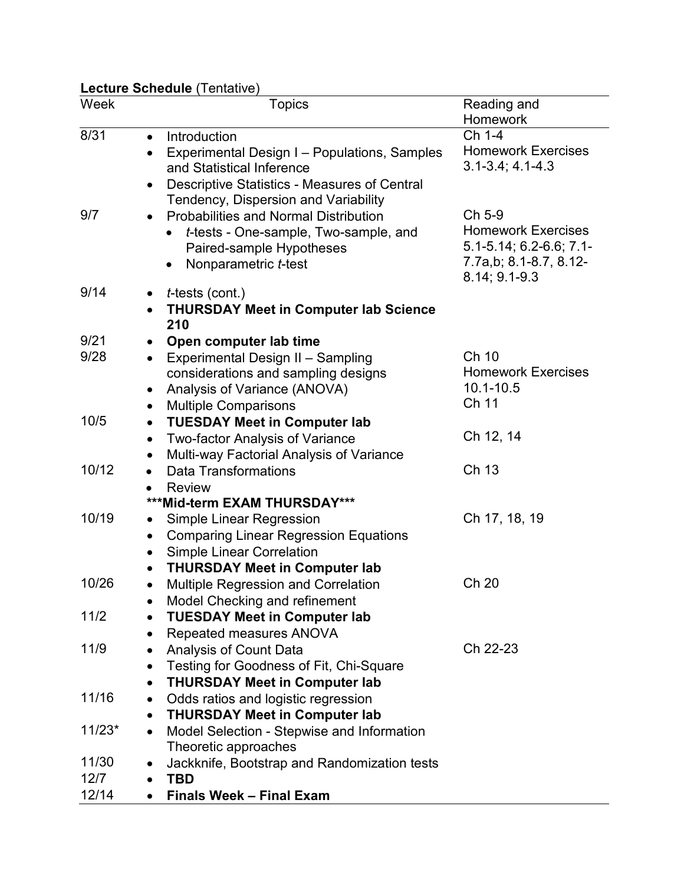**Lecture Schedule** (Tentative)

| Week | Topics | Reading and Homework |
|---|---|---|
| 8/31 | • Introduction<br>• Experimental Design I – Populations, Samples and Statistical Inference<br>• Descriptive Statistics - Measures of Central Tendency, Dispersion and Variability | Ch 1-4<br>Homework Exercises 3.1-3.4; 4.1-4.3 |
| 9/7 | • Probabilities and Normal Distribution<br>&nbsp;&nbsp;• *t*-tests - One-sample, Two-sample, and Paired-sample Hypotheses<br>&nbsp;&nbsp;• Nonparametric *t*-test | Ch 5-9<br>Homework Exercises 5.1-5.14; 6.2-6.6; 7.1-7.7a,b; 8.1-8.7, 8.12-8.14; 9.1-9.3 |
| 9/14 | • *t*-tests (cont.)<br>• **THURSDAY Meet in Computer lab Science 210** | |
| 9/21 | • **Open computer lab time** | |
| 9/28 | • Experimental Design II – Sampling considerations and sampling designs<br>• Analysis of Variance (ANOVA)<br>• Multiple Comparisons | Ch 10<br>Homework Exercises 10.1-10.5<br>Ch 11 |
| 10/5 | • **TUESDAY Meet in Computer lab**<br>• Two-factor Analysis of Variance<br>• Multi-way Factorial Analysis of Variance | Ch 12, 14 |
| 10/12 | • Data Transformations<br>• Review<br>**\*\*\*Mid-term EXAM THURSDAY\*\*\*** | Ch 13 |
| 10/19 | • Simple Linear Regression<br>• Comparing Linear Regression Equations<br>• Simple Linear Correlation<br>• **THURSDAY Meet in Computer lab** | Ch 17, 18, 19 |
| 10/26 | • Multiple Regression and Correlation<br>• Model Checking and refinement | Ch 20 |
| 11/2 | • **TUESDAY Meet in Computer lab**<br>• Repeated measures ANOVA | |
| 11/9 | • Analysis of Count Data<br>• Testing for Goodness of Fit, Chi-Square<br>• **THURSDAY Meet in Computer lab** | Ch 22-23 |
| 11/16 | • Odds ratios and logistic regression<br>• **THURSDAY Meet in Computer lab** | |
| 11/23* | • Model Selection - Stepwise and Information Theoretic approaches | |
| 11/30 | • Jackknife, Bootstrap and Randomization tests | |
| 12/7 | • **TBD** | |
| 12/14 | • **Finals Week – Final Exam** | |